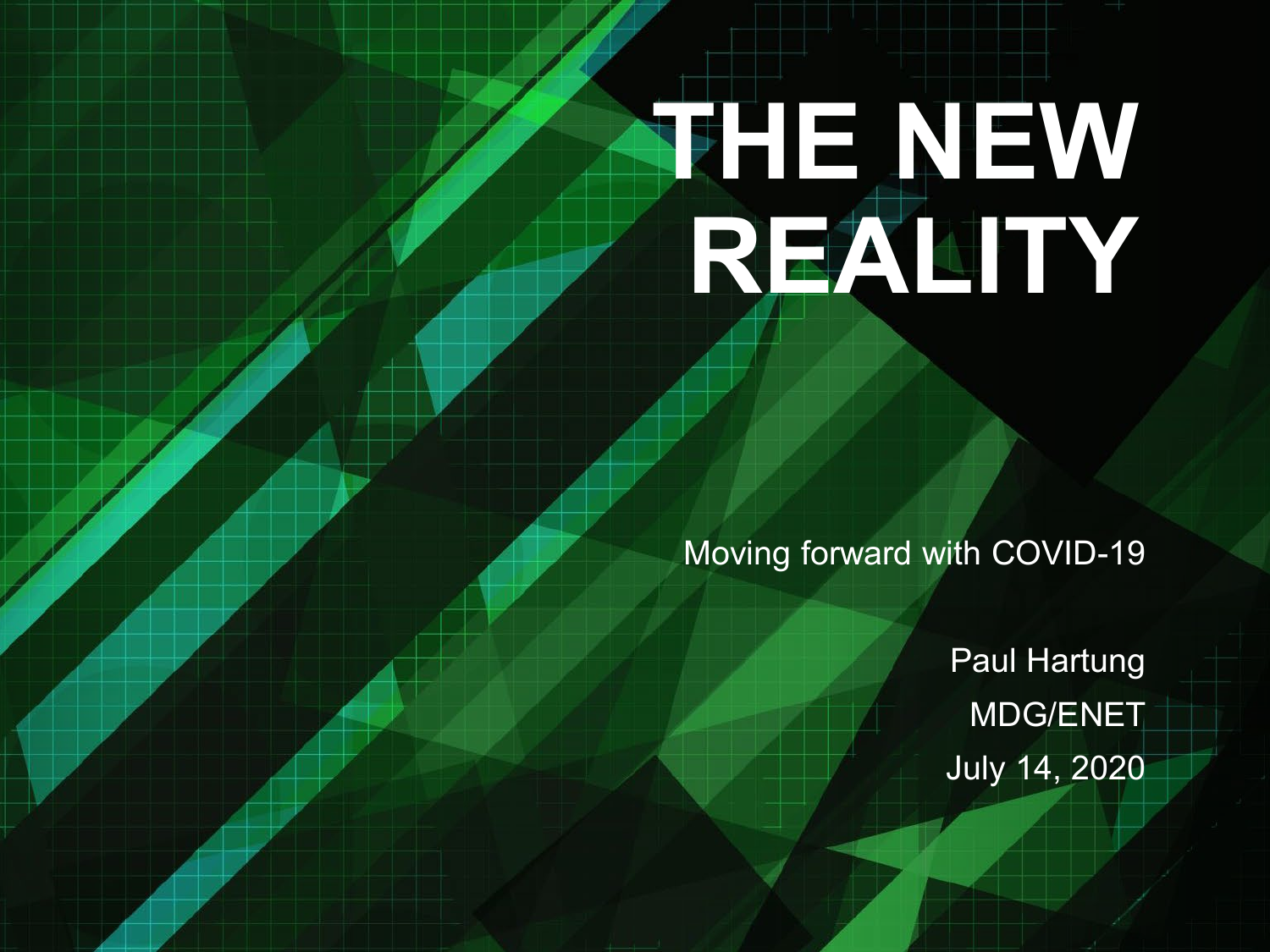# THE NEW REALITY

Moving forward with COVID-19

Paul Hartung

MDG/ENET

July 14, 2020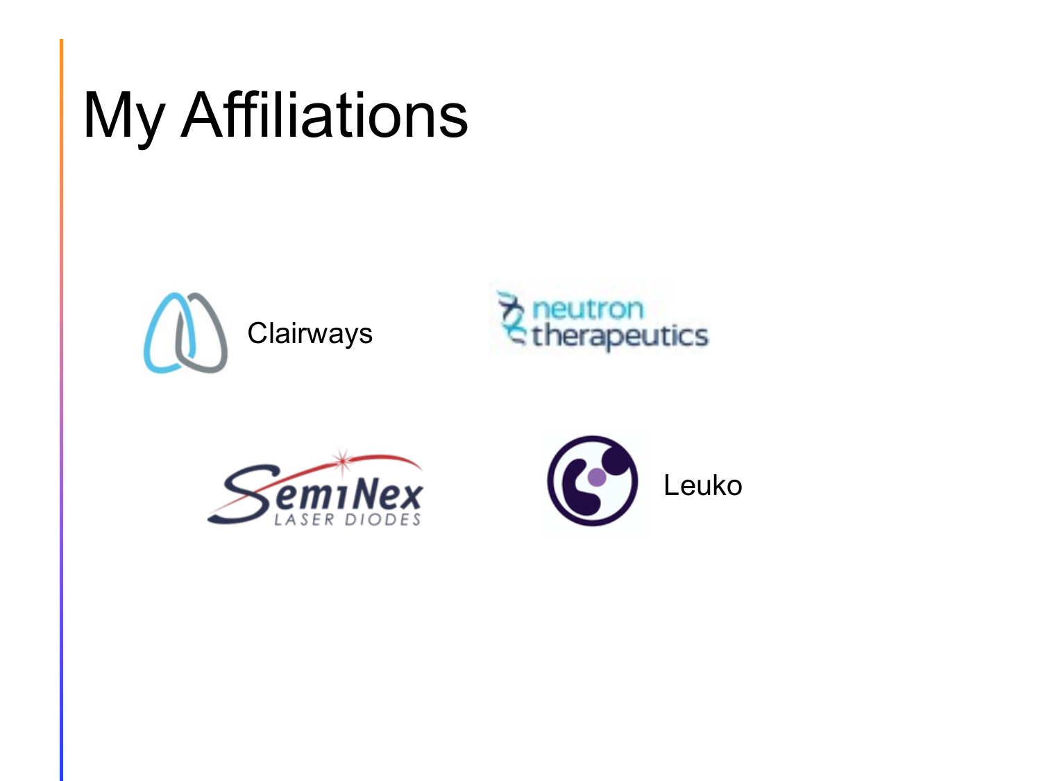# My Affiliations

Clairways

neutron therapeutics

SemiNex LASER DIODES

Leuko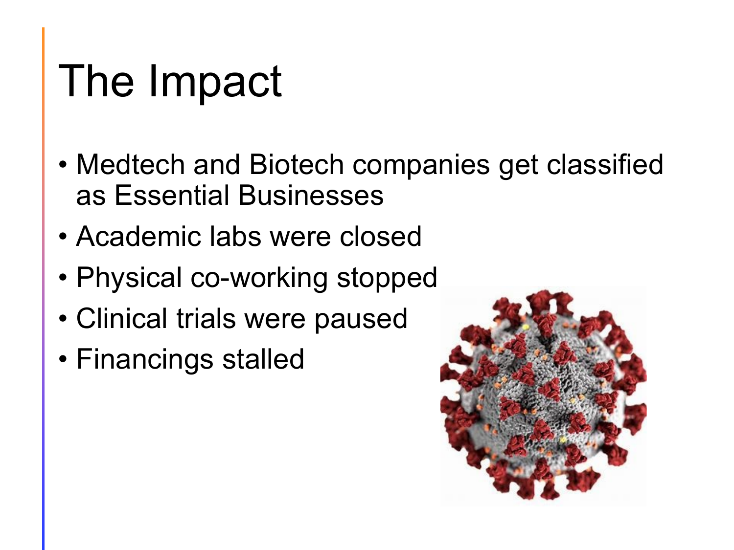# The Impact

- Medtech and Biotech companies get classified as Essential Businesses
- Academic labs were closed
- Physical co-working stopped
- Clinical trials were paused
- Financings stalled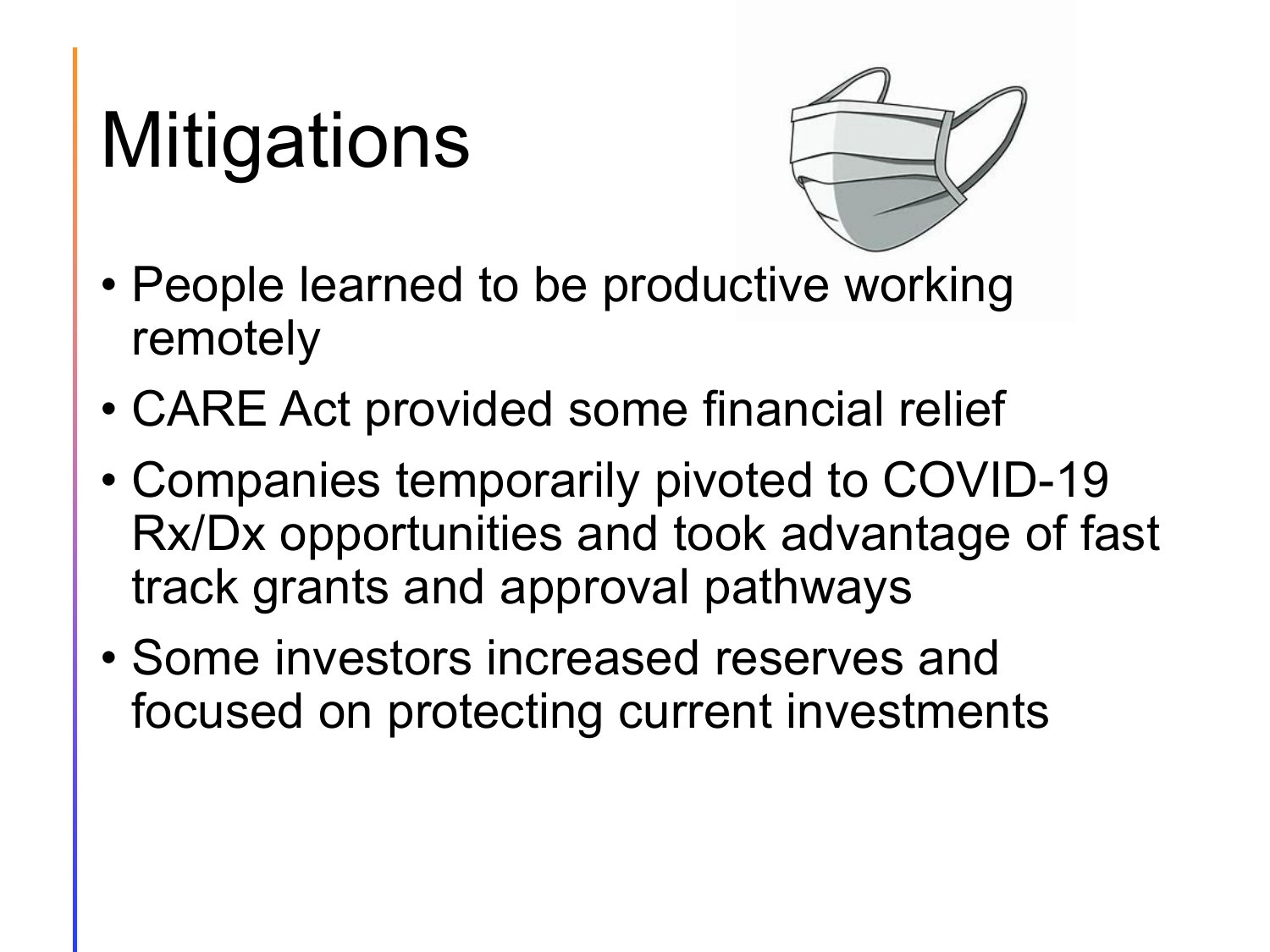# Mitigations

- People learned to be productive working remotely
- CARE Act provided some financial relief
- Companies temporarily pivoted to COVID-19 Rx/Dx opportunities and took advantage of fast track grants and approval pathways
- Some investors increased reserves and focused on protecting current investments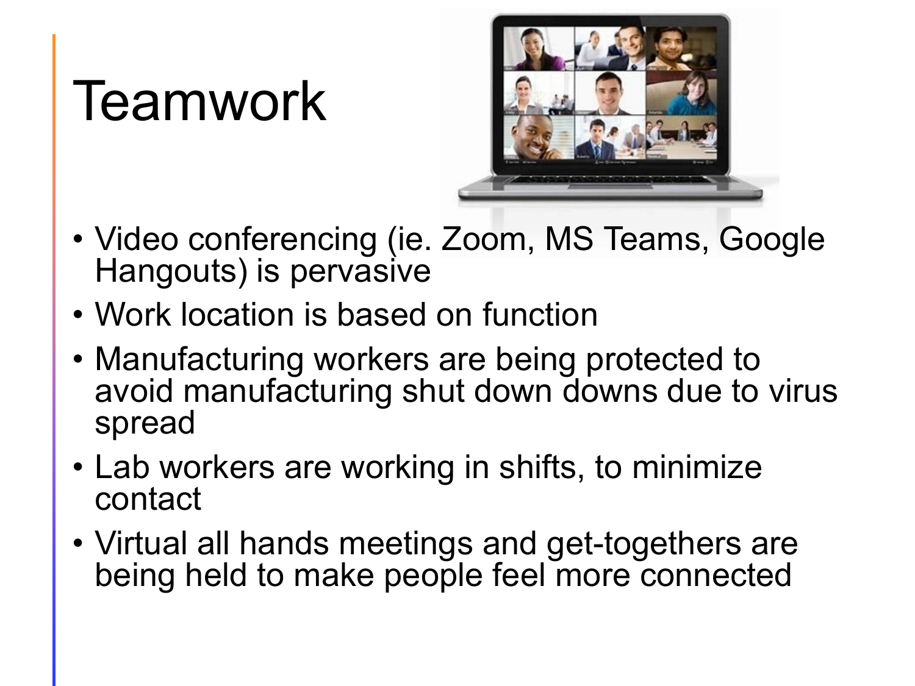# Teamwork

- Video conferencing (ie. Zoom, MS Teams, Google Hangouts) is pervasive
- Work location is based on function
- Manufacturing workers are being protected to avoid manufacturing shut down downs due to virus spread
- Lab workers are working in shifts, to minimize contact
- Virtual all hands meetings and get-togethers are being held to make people feel more connected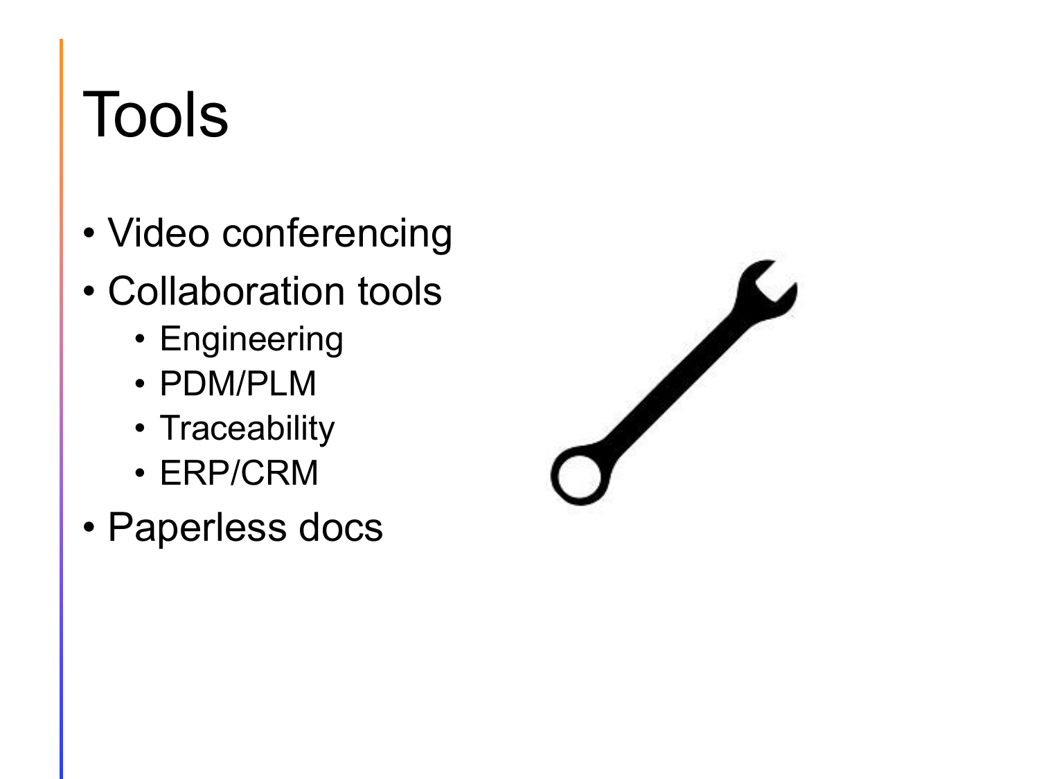# Tools

- Video conferencing
- Collaboration tools
  - Engineering
  - PDM/PLM
  - Traceability
  - ERP/CRM
- Paperless docs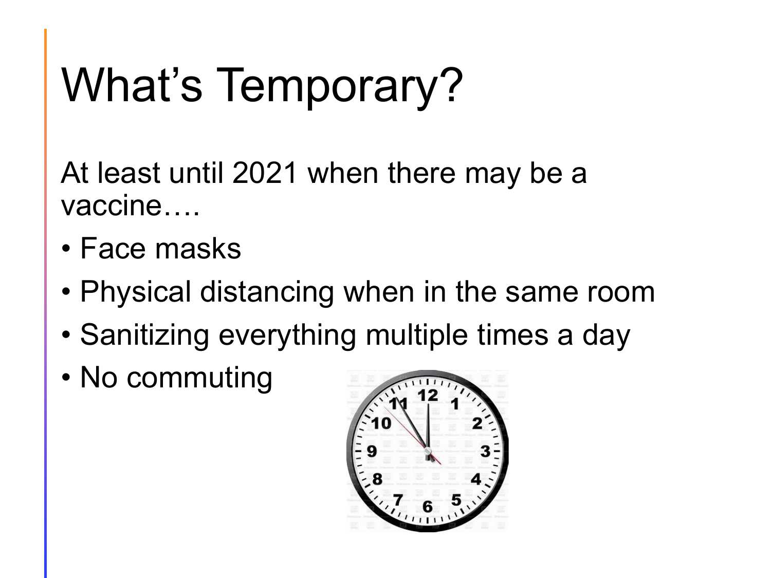# What's Temporary?

At least until 2021 when there may be a vaccine….

- Face masks
- Physical distancing when in the same room
- Sanitizing everything multiple times a day
- No commuting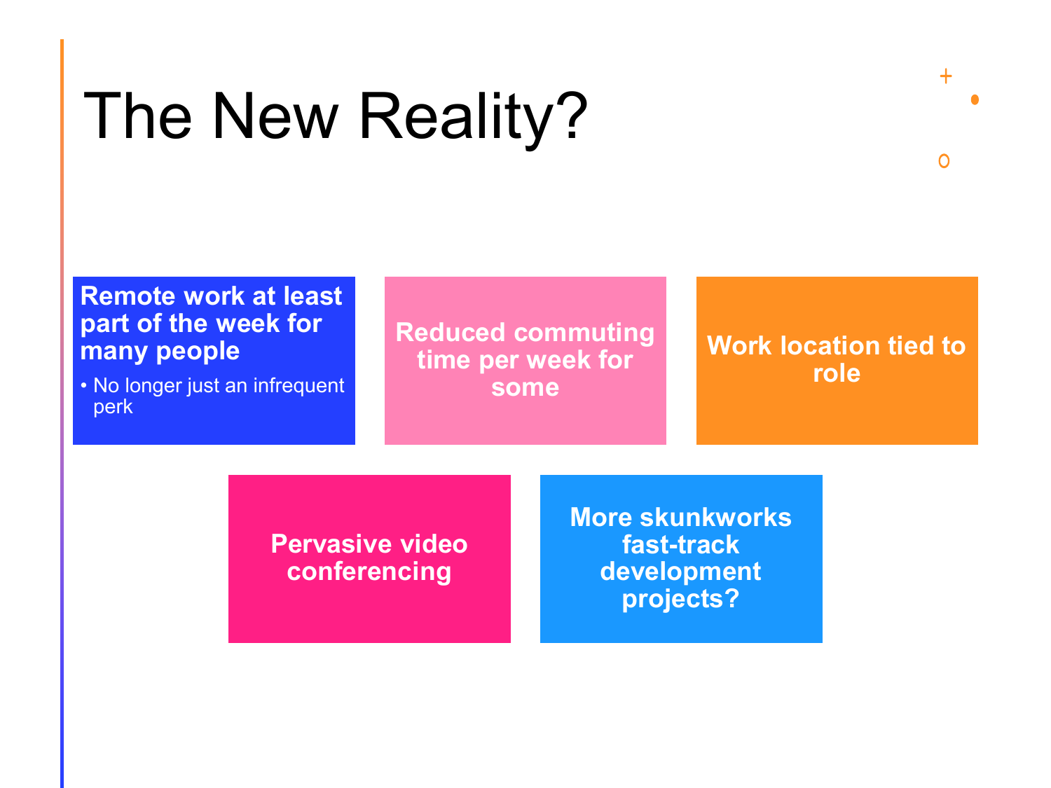# The New Reality?

- **Remote work at least part of the week for many people**
  - No longer just an infrequent perk
- **Reduced commuting time per week for some**
- **Work location tied to role**
- **Pervasive video conferencing**
- **More skunkworks fast-track development projects?**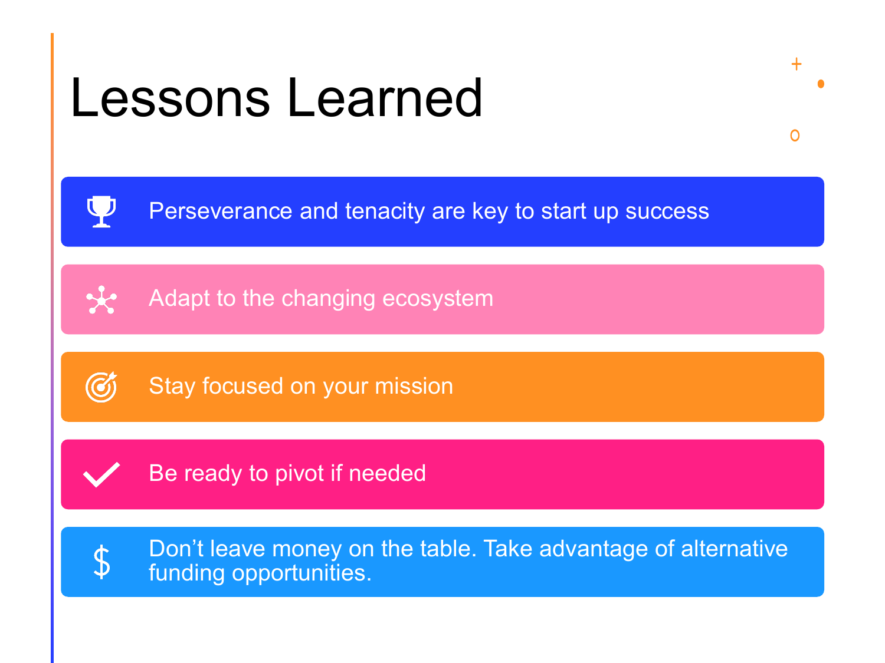# Lessons Learned

- Perseverance and tenacity are key to start up success
- Adapt to the changing ecosystem
- Stay focused on your mission
- Be ready to pivot if needed
- Don’t leave money on the table. Take advantage of alternative funding opportunities.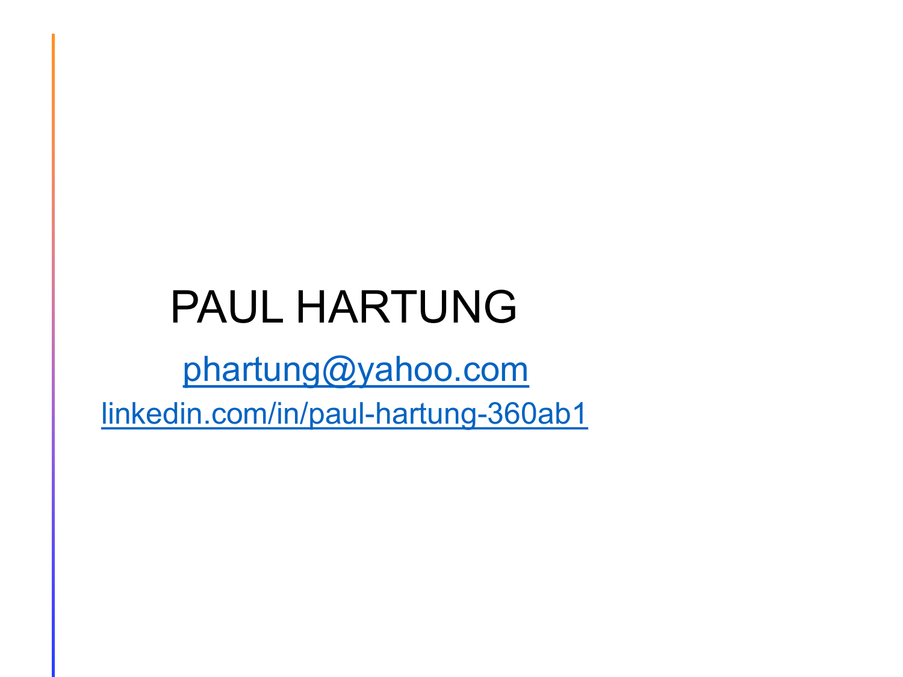# PAUL HARTUNG

[phartung@yahoo.com](mailto:phartung@yahoo.com)

[linkedin.com/in/paul-hartung-360ab1](https://linkedin.com/in/paul-hartung-360ab1)